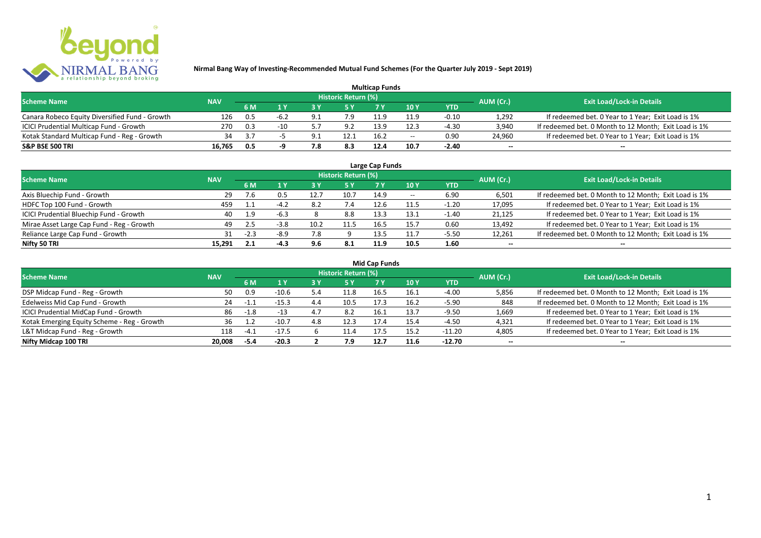**Nirmal Bang Way of Investing-Recommended Mutual Fund Schemes (For the Quarter July 2019 - Sept 2019)**

## Multicap Funds

| Scheme Name | NAV | Historic Return (%) | | | | | | | AUM (Cr.) | Exit Load/Lock-in Details |
|---|---|---|---|---|---|---|---|---|---|---|
| | | 6 M | 1 Y | 3 Y | 5 Y | 7 Y | 10 Y | YTD | | |
| Canara Robeco Equity Diversified Fund - Growth | 126 | 0.5 | -6.2 | 9.1 | 7.9 | 11.9 | 11.9 | -0.10 | 1,292 | If redeemed bet. 0 Year to 1 Year; Exit Load is 1% |
| ICICI Prudential Multicap Fund - Growth | 270 | 0.3 | -10 | 5.7 | 9.2 | 13.9 | 12.3 | -4.30 | 3,940 | If redeemed bet. 0 Month to 12 Month; Exit Load is 1% |
| Kotak Standard Multicap Fund - Reg - Growth | 34 | 3.7 | -5 | 9.1 | 12.1 | 16.2 | -- | 0.90 | 24,960 | If redeemed bet. 0 Year to 1 Year; Exit Load is 1% |
| **S&P BSE 500 TRI** | **16,765** | **0.5** | **-9** | **7.8** | **8.3** | **12.4** | **10.7** | **-2.40** | **--** | **--** |

## Large Cap Funds

| Scheme Name | NAV | Historic Return (%) | | | | | | | AUM (Cr.) | Exit Load/Lock-in Details |
|---|---|---|---|---|---|---|---|---|---|---|
| | | 6 M | 1 Y | 3 Y | 5 Y | 7 Y | 10 Y | YTD | | |
| Axis Bluechip Fund - Growth | 29 | 7.6 | 0.5 | 12.7 | 10.7 | 14.9 | -- | 6.90 | 6,501 | If redeemed bet. 0 Month to 12 Month; Exit Load is 1% |
| HDFC Top 100 Fund - Growth | 459 | 1.1 | -4.2 | 8.2 | 7.4 | 12.6 | 11.5 | -1.20 | 17,095 | If redeemed bet. 0 Year to 1 Year; Exit Load is 1% |
| ICICI Prudential Bluechip Fund - Growth | 40 | 1.9 | -6.3 | 8 | 8.8 | 13.3 | 13.1 | -1.40 | 21,125 | If redeemed bet. 0 Year to 1 Year; Exit Load is 1% |
| Mirae Asset Large Cap Fund - Reg - Growth | 49 | 2.5 | -3.8 | 10.2 | 11.5 | 16.5 | 15.7 | 0.60 | 13,492 | If redeemed bet. 0 Year to 1 Year; Exit Load is 1% |
| Reliance Large Cap Fund - Growth | 31 | -2.3 | -8.9 | 7.8 | 9 | 13.5 | 11.7 | -5.50 | 12,261 | If redeemed bet. 0 Month to 12 Month; Exit Load is 1% |
| **Nifty 50 TRI** | **15,291** | **2.1** | **-4.3** | **9.6** | **8.1** | **11.9** | **10.5** | **1.60** | **--** | **--** |

## Mid Cap Funds

| Scheme Name | NAV | Historic Return (%) | | | | | | | AUM (Cr.) | Exit Load/Lock-in Details |
|---|---|---|---|---|---|---|---|---|---|---|
| | | 6 M | 1 Y | 3 Y | 5 Y | 7 Y | 10 Y | YTD | | |
| DSP Midcap Fund - Reg - Growth | 50 | 0.9 | -10.6 | 5.4 | 11.8 | 16.5 | 16.1 | -4.00 | 5,856 | If redeemed bet. 0 Month to 12 Month; Exit Load is 1% |
| Edelweiss Mid Cap Fund - Growth | 24 | -1.1 | -15.3 | 4.4 | 10.5 | 17.3 | 16.2 | -5.90 | 848 | If redeemed bet. 0 Month to 12 Month; Exit Load is 1% |
| ICICI Prudential MidCap Fund - Growth | 86 | -1.8 | -13 | 4.7 | 8.2 | 16.1 | 13.7 | -9.50 | 1,669 | If redeemed bet. 0 Year to 1 Year; Exit Load is 1% |
| Kotak Emerging Equity Scheme - Reg - Growth | 36 | 1.2 | -10.7 | 4.8 | 12.3 | 17.4 | 15.4 | -4.50 | 4,321 | If redeemed bet. 0 Year to 1 Year; Exit Load is 1% |
| L&T Midcap Fund - Reg - Growth | 118 | -4.1 | -17.5 | 6 | 11.4 | 17.5 | 15.2 | -11.20 | 4,805 | If redeemed bet. 0 Year to 1 Year; Exit Load is 1% |
| **Nifty Midcap 100 TRI** | **20,008** | **-5.4** | **-20.3** | **2** | **7.9** | **12.7** | **11.6** | **-12.70** | **--** | **--** |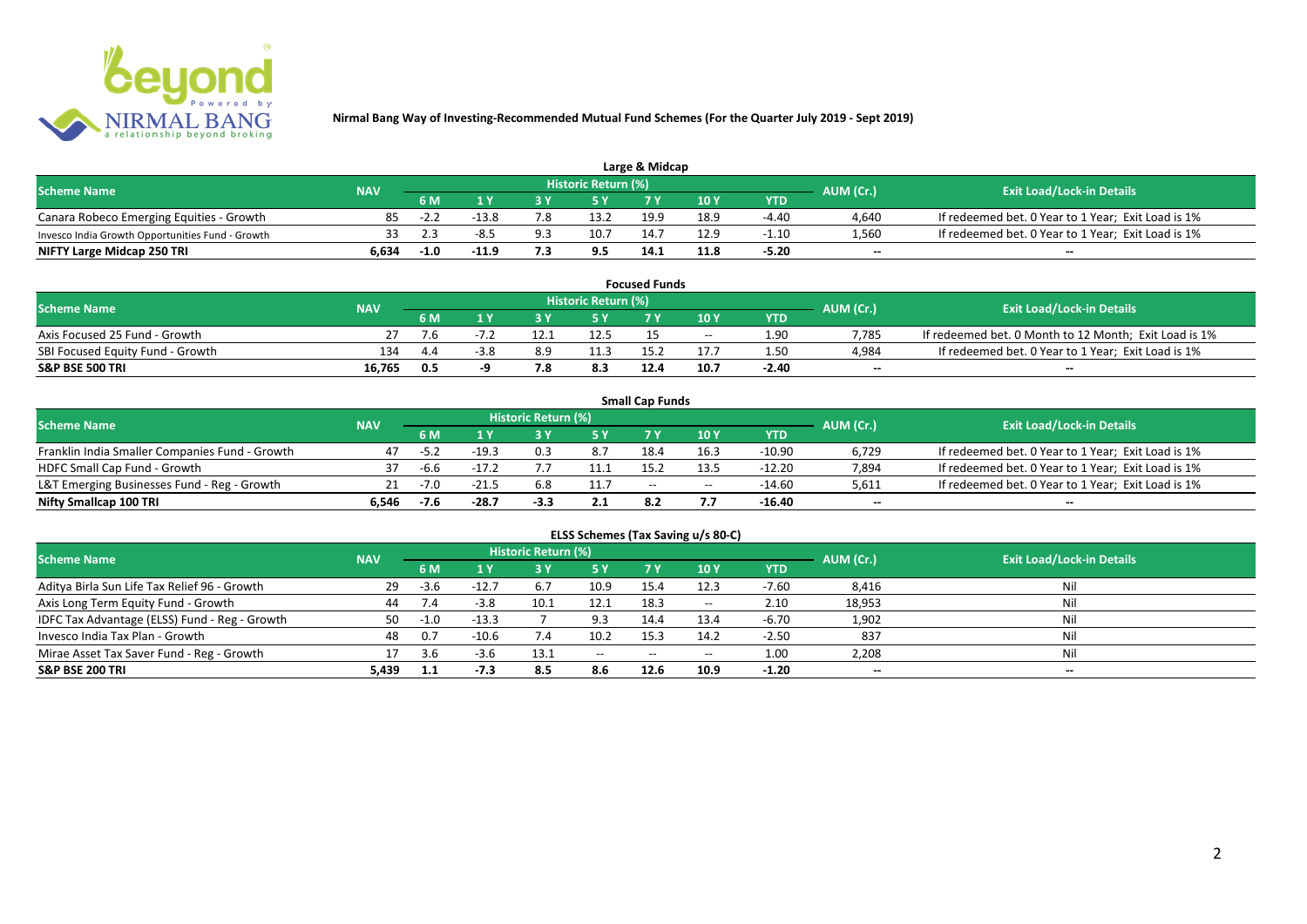**Nirmal Bang Way of Investing-Recommended Mutual Fund Schemes (For the Quarter July 2019 - Sept 2019)**

## Large & Midcap

| Scheme Name | NAV | Historic Return (%) | | | | | | | AUM (Cr.) | Exit Load/Lock-in Details |
|---|---|---|---|---|---|---|---|---|---|---|
| | | 6 M | 1 Y | 3 Y | 5 Y | 7 Y | 10 Y | YTD | | |
| Canara Robeco Emerging Equities - Growth | 85 | -2.2 | -13.8 | 7.8 | 13.2 | 19.9 | 18.9 | -4.40 | 4,640 | If redeemed bet. 0 Year to 1 Year; Exit Load is 1% |
| Invesco India Growth Opportunities Fund - Growth | 33 | 2.3 | -8.5 | 9.3 | 10.7 | 14.7 | 12.9 | -1.10 | 1,560 | If redeemed bet. 0 Year to 1 Year; Exit Load is 1% |
| **NIFTY Large Midcap 250 TRI** | **6,634** | **-1.0** | **-11.9** | **7.3** | **9.5** | **14.1** | **11.8** | **-5.20** | **--** | **--** |

## Focused Funds

| Scheme Name | NAV | Historic Return (%) | | | | | | | AUM (Cr.) | Exit Load/Lock-in Details |
|---|---|---|---|---|---|---|---|---|---|---|
| | | 6 M | 1 Y | 3 Y | 5 Y | 7 Y | 10 Y | YTD | | |
| Axis Focused 25 Fund - Growth | 27 | 7.6 | -7.2 | 12.1 | 12.5 | 15 | -- | 1.90 | 7,785 | If redeemed bet. 0 Month to 12 Month; Exit Load is 1% |
| SBI Focused Equity Fund - Growth | 134 | 4.4 | -3.8 | 8.9 | 11.3 | 15.2 | 17.7 | 1.50 | 4,984 | If redeemed bet. 0 Year to 1 Year; Exit Load is 1% |
| **S&P BSE 500 TRI** | **16,765** | **0.5** | **-9** | **7.8** | **8.3** | **12.4** | **10.7** | **-2.40** | **--** | **--** |

## Small Cap Funds

| Scheme Name | NAV | Historic Return (%) | | | | | | | AUM (Cr.) | Exit Load/Lock-in Details |
|---|---|---|---|---|---|---|---|---|---|---|
| | | 6 M | 1 Y | 3 Y | 5 Y | 7 Y | 10 Y | YTD | | |
| Franklin India Smaller Companies Fund - Growth | 47 | -5.2 | -19.3 | 0.3 | 8.7 | 18.4 | 16.3 | -10.90 | 6,729 | If redeemed bet. 0 Year to 1 Year; Exit Load is 1% |
| HDFC Small Cap Fund - Growth | 37 | -6.6 | -17.2 | 7.7 | 11.1 | 15.2 | 13.5 | -12.20 | 7,894 | If redeemed bet. 0 Year to 1 Year; Exit Load is 1% |
| L&T Emerging Businesses Fund - Reg - Growth | 21 | -7.0 | -21.5 | 6.8 | 11.7 | -- | -- | -14.60 | 5,611 | If redeemed bet. 0 Year to 1 Year; Exit Load is 1% |
| **Nifty Smallcap 100 TRI** | **6,546** | **-7.6** | **-28.7** | **-3.3** | **2.1** | **8.2** | **7.7** | **-16.40** | **--** | **--** |

## ELSS Schemes (Tax Saving u/s 80-C)

| Scheme Name | NAV | Historic Return (%) | | | | | | | AUM (Cr.) | Exit Load/Lock-in Details |
|---|---|---|---|---|---|---|---|---|---|---|
| | | 6 M | 1 Y | 3 Y | 5 Y | 7 Y | 10 Y | YTD | | |
| Aditya Birla Sun Life Tax Relief 96 - Growth | 29 | -3.6 | -12.7 | 6.7 | 10.9 | 15.4 | 12.3 | -7.60 | 8,416 | Nil |
| Axis Long Term Equity Fund - Growth | 44 | 7.4 | -3.8 | 10.1 | 12.1 | 18.3 | -- | 2.10 | 18,953 | Nil |
| IDFC Tax Advantage (ELSS) Fund - Reg - Growth | 50 | -1.0 | -13.3 | 7 | 9.3 | 14.4 | 13.4 | -6.70 | 1,902 | Nil |
| Invesco India Tax Plan - Growth | 48 | 0.7 | -10.6 | 7.4 | 10.2 | 15.3 | 14.2 | -2.50 | 837 | Nil |
| Mirae Asset Tax Saver Fund - Reg - Growth | 17 | 3.6 | -3.6 | 13.1 | -- | -- | -- | 1.00 | 2,208 | Nil |
| **S&P BSE 200 TRI** | **5,439** | **1.1** | **-7.3** | **8.5** | **8.6** | **12.6** | **10.9** | **-1.20** | **--** | **--** |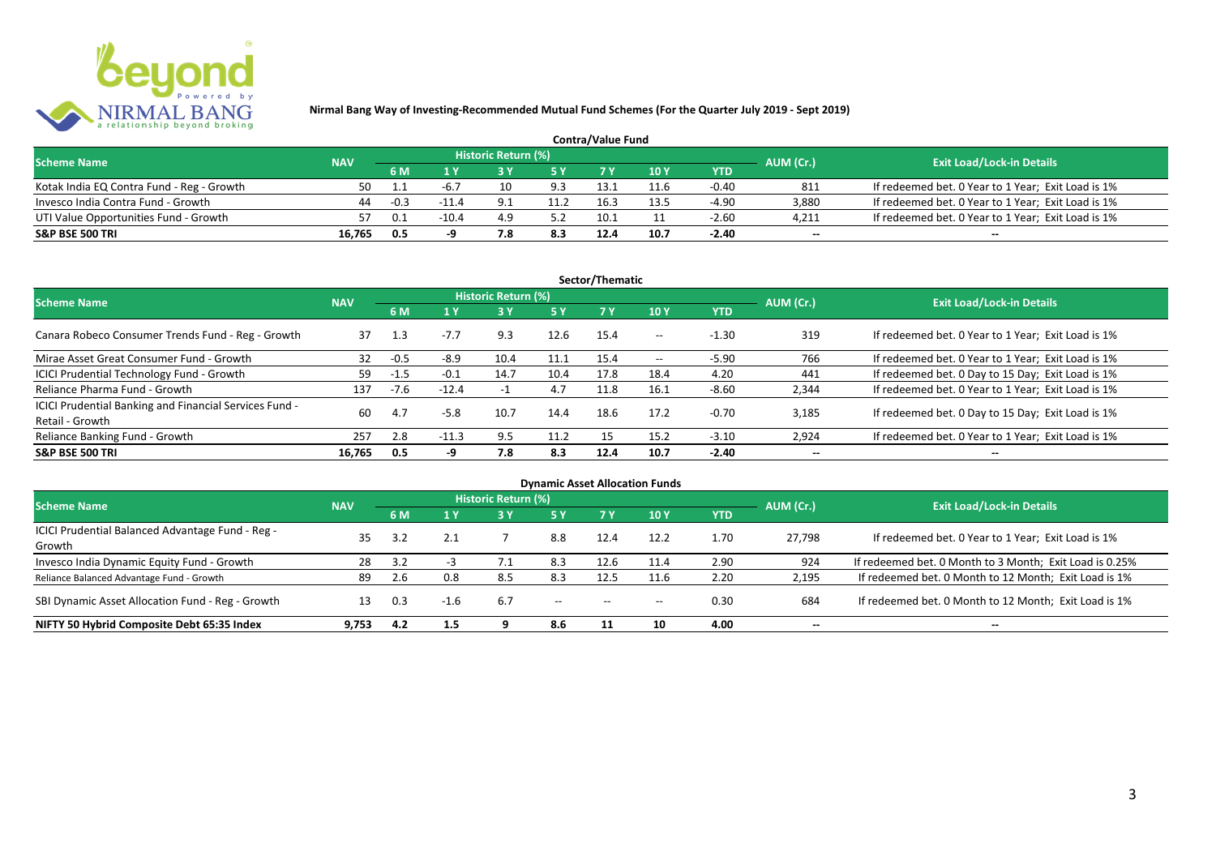**Nirmal Bang Way of Investing-Recommended Mutual Fund Schemes (For the Quarter July 2019 - Sept 2019)**

## Contra/Value Fund

| Scheme Name | NAV | Historic Return (%) | | | | | | | AUM (Cr.) | Exit Load/Lock-in Details |
|---|---|---|---|---|---|---|---|---|---|---|
| | | 6 M | 1 Y | 3 Y | 5 Y | 7 Y | 10 Y | YTD | | |
| Kotak India EQ Contra Fund - Reg - Growth | 50 | 1.1 | -6.7 | 10 | 9.3 | 13.1 | 11.6 | -0.40 | 811 | If redeemed bet. 0 Year to 1 Year; Exit Load is 1% |
| Invesco India Contra Fund - Growth | 44 | -0.3 | -11.4 | 9.1 | 11.2 | 16.3 | 13.5 | -4.90 | 3,880 | If redeemed bet. 0 Year to 1 Year; Exit Load is 1% |
| UTI Value Opportunities Fund - Growth | 57 | 0.1 | -10.4 | 4.9 | 5.2 | 10.1 | 11 | -2.60 | 4,211 | If redeemed bet. 0 Year to 1 Year; Exit Load is 1% |
| **S&P BSE 500 TRI** | **16,765** | **0.5** | **-9** | **7.8** | **8.3** | **12.4** | **10.7** | **-2.40** | **--** | **--** |

## Sector/Thematic

| Scheme Name | NAV | Historic Return (%) | | | | | | | AUM (Cr.) | Exit Load/Lock-in Details |
|---|---|---|---|---|---|---|---|---|---|---|
| | | 6 M | 1 Y | 3 Y | 5 Y | 7 Y | 10 Y | YTD | | |
| Canara Robeco Consumer Trends Fund - Reg - Growth | 37 | 1.3 | -7.7 | 9.3 | 12.6 | 15.4 | -- | -1.30 | 319 | If redeemed bet. 0 Year to 1 Year; Exit Load is 1% |
| Mirae Asset Great Consumer Fund - Growth | 32 | -0.5 | -8.9 | 10.4 | 11.1 | 15.4 | -- | -5.90 | 766 | If redeemed bet. 0 Year to 1 Year; Exit Load is 1% |
| ICICI Prudential Technology Fund - Growth | 59 | -1.5 | -0.1 | 14.7 | 10.4 | 17.8 | 18.4 | 4.20 | 441 | If redeemed bet. 0 Day to 15 Day; Exit Load is 1% |
| Reliance Pharma Fund - Growth | 137 | -7.6 | -12.4 | -1 | 4.7 | 11.8 | 16.1 | -8.60 | 2,344 | If redeemed bet. 0 Year to 1 Year; Exit Load is 1% |
| ICICI Prudential Banking and Financial Services Fund - Retail - Growth | 60 | 4.7 | -5.8 | 10.7 | 14.4 | 18.6 | 17.2 | -0.70 | 3,185 | If redeemed bet. 0 Day to 15 Day; Exit Load is 1% |
| Reliance Banking Fund - Growth | 257 | 2.8 | -11.3 | 9.5 | 11.2 | 15 | 15.2 | -3.10 | 2,924 | If redeemed bet. 0 Year to 1 Year; Exit Load is 1% |
| **S&P BSE 500 TRI** | **16,765** | **0.5** | **-9** | **7.8** | **8.3** | **12.4** | **10.7** | **-2.40** | **--** | **--** |

## Dynamic Asset Allocation Funds

| Scheme Name | NAV | Historic Return (%) | | | | | | | AUM (Cr.) | Exit Load/Lock-in Details |
|---|---|---|---|---|---|---|---|---|---|---|
| | | 6 M | 1 Y | 3 Y | 5 Y | 7 Y | 10 Y | YTD | | |
| ICICI Prudential Balanced Advantage Fund - Reg - Growth | 35 | 3.2 | 2.1 | 7 | 8.8 | 12.4 | 12.2 | 1.70 | 27,798 | If redeemed bet. 0 Year to 1 Year; Exit Load is 1% |
| Invesco India Dynamic Equity Fund - Growth | 28 | 3.2 | -3 | 7.1 | 8.3 | 12.6 | 11.4 | 2.90 | 924 | If redeemed bet. 0 Month to 3 Month; Exit Load is 0.25% |
| Reliance Balanced Advantage Fund - Growth | 89 | 2.6 | 0.8 | 8.5 | 8.3 | 12.5 | 11.6 | 2.20 | 2,195 | If redeemed bet. 0 Month to 12 Month; Exit Load is 1% |
| SBI Dynamic Asset Allocation Fund - Reg - Growth | 13 | 0.3 | -1.6 | 6.7 | -- | -- | -- | 0.30 | 684 | If redeemed bet. 0 Month to 12 Month; Exit Load is 1% |
| **NIFTY 50 Hybrid Composite Debt 65:35 Index** | **9,753** | **4.2** | **1.5** | **9** | **8.6** | **11** | **10** | **4.00** | **--** | **--** |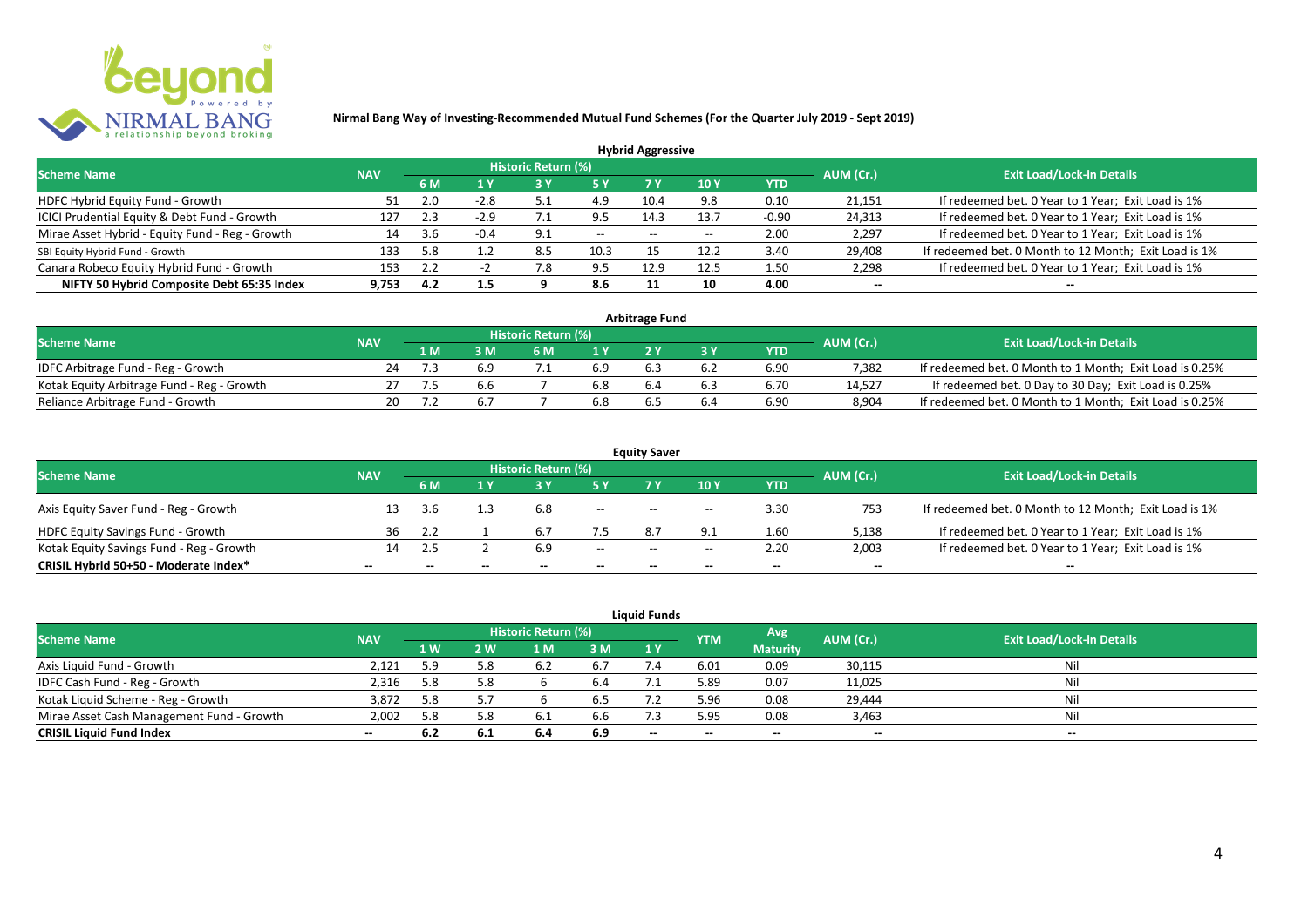**Nirmal Bang Way of Investing-Recommended Mutual Fund Schemes (For the Quarter July 2019 - Sept 2019)**

## Hybrid Aggressive

| Scheme Name | NAV | Historic Return (%) | | | | | | | AUM (Cr.) | Exit Load/Lock-in Details |
|---|---|---|---|---|---|---|---|---|---|---|
| | | 6 M | 1 Y | 3 Y | 5 Y | 7 Y | 10 Y | YTD | | |
| HDFC Hybrid Equity Fund - Growth | 51 | 2.0 | -2.8 | 5.1 | 4.9 | 10.4 | 9.8 | 0.10 | 21,151 | If redeemed bet. 0 Year to 1 Year; Exit Load is 1% |
| ICICI Prudential Equity & Debt Fund - Growth | 127 | 2.3 | -2.9 | 7.1 | 9.5 | 14.3 | 13.7 | -0.90 | 24,313 | If redeemed bet. 0 Year to 1 Year; Exit Load is 1% |
| Mirae Asset Hybrid - Equity Fund - Reg - Growth | 14 | 3.6 | -0.4 | 9.1 | -- | -- | -- | 2.00 | 2,297 | If redeemed bet. 0 Year to 1 Year; Exit Load is 1% |
| SBI Equity Hybrid Fund - Growth | 133 | 5.8 | 1.2 | 8.5 | 10.3 | 15 | 12.2 | 3.40 | 29,408 | If redeemed bet. 0 Month to 12 Month; Exit Load is 1% |
| Canara Robeco Equity Hybrid Fund - Growth | 153 | 2.2 | -2 | 7.8 | 9.5 | 12.9 | 12.5 | 1.50 | 2,298 | If redeemed bet. 0 Year to 1 Year; Exit Load is 1% |
| **NIFTY 50 Hybrid Composite Debt 65:35 Index** | **9,753** | **4.2** | **1.5** | **9** | **8.6** | **11** | **10** | **4.00** | **--** | **--** |

## Arbitrage Fund

| Scheme Name | NAV | Historic Return (%) | | | | | | | AUM (Cr.) | Exit Load/Lock-in Details |
|---|---|---|---|---|---|---|---|---|---|---|
| | | 1 M | 3 M | 6 M | 1 Y | 2 Y | 3 Y | YTD | | |
| IDFC Arbitrage Fund - Reg - Growth | 24 | 7.3 | 6.9 | 7.1 | 6.9 | 6.3 | 6.2 | 6.90 | 7,382 | If redeemed bet. 0 Month to 1 Month; Exit Load is 0.25% |
| Kotak Equity Arbitrage Fund - Reg - Growth | 27 | 7.5 | 6.6 | 7 | 6.8 | 6.4 | 6.3 | 6.70 | 14,527 | If redeemed bet. 0 Day to 30 Day; Exit Load is 0.25% |
| Reliance Arbitrage Fund - Growth | 20 | 7.2 | 6.7 | 7 | 6.8 | 6.5 | 6.4 | 6.90 | 8,904 | If redeemed bet. 0 Month to 1 Month; Exit Load is 0.25% |

## Equity Saver

| Scheme Name | NAV | Historic Return (%) | | | | | | | AUM (Cr.) | Exit Load/Lock-in Details |
|---|---|---|---|---|---|---|---|---|---|---|
| | | 6 M | 1 Y | 3 Y | 5 Y | 7 Y | 10 Y | YTD | | |
| Axis Equity Saver Fund - Reg - Growth | 13 | 3.6 | 1.3 | 6.8 | -- | -- | -- | 3.30 | 753 | If redeemed bet. 0 Month to 12 Month; Exit Load is 1% |
| HDFC Equity Savings Fund - Growth | 36 | 2.2 | 1 | 6.7 | 7.5 | 8.7 | 9.1 | 1.60 | 5,138 | If redeemed bet. 0 Year to 1 Year; Exit Load is 1% |
| Kotak Equity Savings Fund - Reg - Growth | 14 | 2.5 | 2 | 6.9 | -- | -- | -- | 2.20 | 2,003 | If redeemed bet. 0 Year to 1 Year; Exit Load is 1% |
| **CRISIL Hybrid 50+50 - Moderate Index*** | **--** | **--** | **--** | **--** | **--** | **--** | **--** | **--** | **--** | **--** |

## Liquid Funds

| Scheme Name | NAV | Historic Return (%) | | | | | YTM | Avg Maturity | AUM (Cr.) | Exit Load/Lock-in Details |
|---|---|---|---|---|---|---|---|---|---|---|
| | | 1 W | 2 W | 1 M | 3 M | 1 Y | | | | |
| Axis Liquid Fund - Growth | 2,121 | 5.9 | 5.8 | 6.2 | 6.7 | 7.4 | 6.01 | 0.09 | 30,115 | Nil |
| IDFC Cash Fund - Reg - Growth | 2,316 | 5.8 | 5.8 | 6 | 6.4 | 7.1 | 5.89 | 0.07 | 11,025 | Nil |
| Kotak Liquid Scheme - Reg - Growth | 3,872 | 5.8 | 5.7 | 6 | 6.5 | 7.2 | 5.96 | 0.08 | 29,444 | Nil |
| Mirae Asset Cash Management Fund - Growth | 2,002 | 5.8 | 5.8 | 6.1 | 6.6 | 7.3 | 5.95 | 0.08 | 3,463 | Nil |
| **CRISIL Liquid Fund Index** | **--** | **6.2** | **6.1** | **6.4** | **6.9** | **--** | **--** | **--** | **--** | **--** |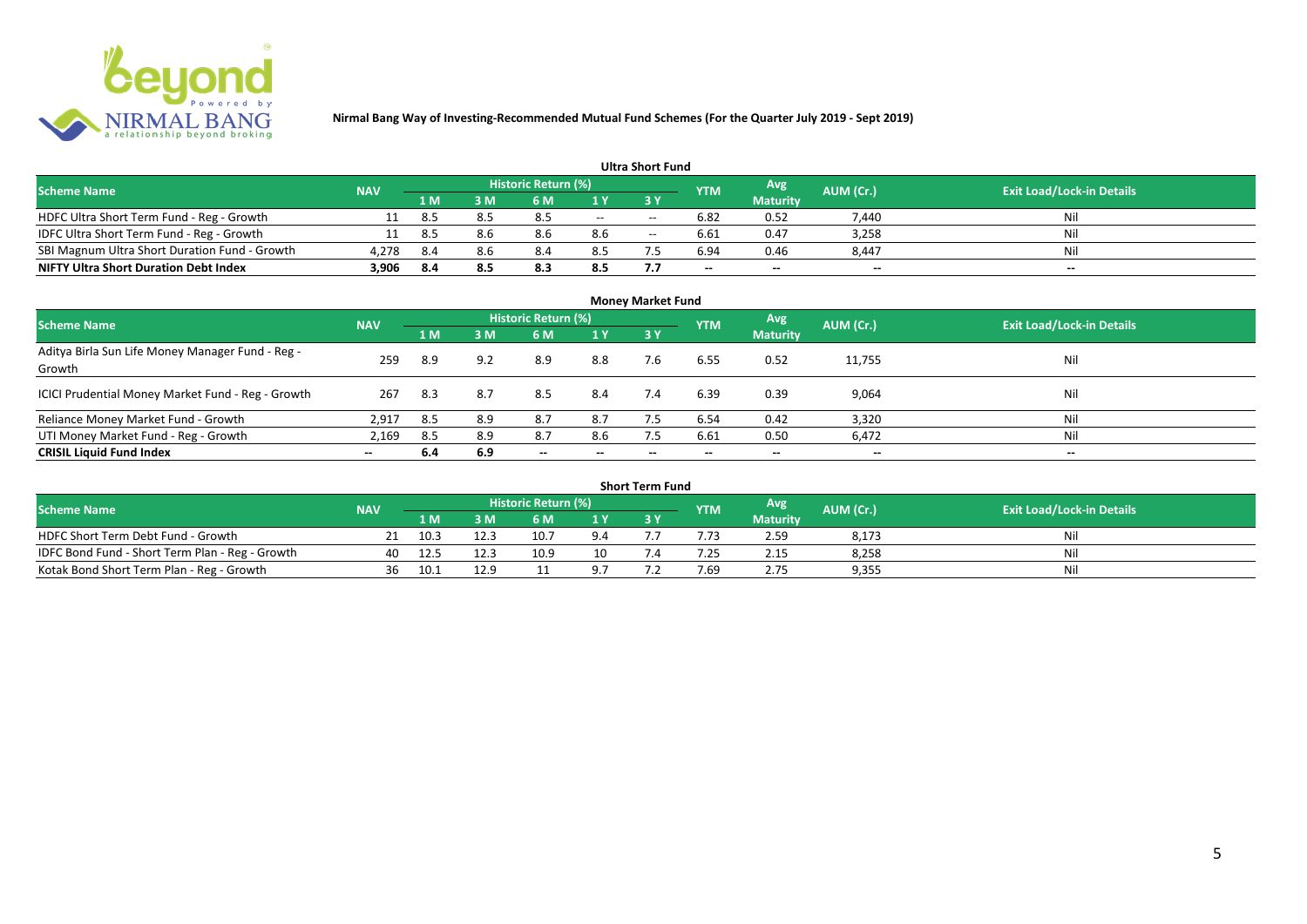**Nirmal Bang Way of Investing-Recommended Mutual Fund Schemes (For the Quarter July 2019 - Sept 2019)**

## Ultra Short Fund

| Scheme Name | NAV | Historic Return (%) | | | | | YTM | Avg Maturity | AUM (Cr.) | Exit Load/Lock-in Details |
|---|---|---|---|---|---|---|---|---|---|---|
| | | 1 M | 3 M | 6 M | 1 Y | 3 Y | | | | |
| HDFC Ultra Short Term Fund - Reg - Growth | 11 | 8.5 | 8.5 | 8.5 | -- | -- | 6.82 | 0.52 | 7,440 | Nil |
| IDFC Ultra Short Term Fund - Reg - Growth | 11 | 8.5 | 8.6 | 8.6 | 8.6 | -- | 6.61 | 0.47 | 3,258 | Nil |
| SBI Magnum Ultra Short Duration Fund - Growth | 4,278 | 8.4 | 8.6 | 8.4 | 8.5 | 7.5 | 6.94 | 0.46 | 8,447 | Nil |
| **NIFTY Ultra Short Duration Debt Index** | **3,906** | **8.4** | **8.5** | **8.3** | **8.5** | **7.7** | **--** | **--** | **--** | **--** |

## Money Market Fund

| Scheme Name | NAV | Historic Return (%) | | | | | YTM | Avg Maturity | AUM (Cr.) | Exit Load/Lock-in Details |
|---|---|---|---|---|---|---|---|---|---|---|
| | | 1 M | 3 M | 6 M | 1 Y | 3 Y | | | | |
| Aditya Birla Sun Life Money Manager Fund - Reg - Growth | 259 | 8.9 | 9.2 | 8.9 | 8.8 | 7.6 | 6.55 | 0.52 | 11,755 | Nil |
| ICICI Prudential Money Market Fund - Reg - Growth | 267 | 8.3 | 8.7 | 8.5 | 8.4 | 7.4 | 6.39 | 0.39 | 9,064 | Nil |
| Reliance Money Market Fund - Growth | 2,917 | 8.5 | 8.9 | 8.7 | 8.7 | 7.5 | 6.54 | 0.42 | 3,320 | Nil |
| UTI Money Market Fund - Reg - Growth | 2,169 | 8.5 | 8.9 | 8.7 | 8.6 | 7.5 | 6.61 | 0.50 | 6,472 | Nil |
| **CRISIL Liquid Fund Index** | **--** | **6.4** | **6.9** | **--** | **--** | **--** | **--** | **--** | **--** | **--** |

## Short Term Fund

| Scheme Name | NAV | Historic Return (%) | | | | | YTM | Avg Maturity | AUM (Cr.) | Exit Load/Lock-in Details |
|---|---|---|---|---|---|---|---|---|---|---|
| | | 1 M | 3 M | 6 M | 1 Y | 3 Y | | | | |
| HDFC Short Term Debt Fund - Growth | 21 | 10.3 | 12.3 | 10.7 | 9.4 | 7.7 | 7.73 | 2.59 | 8,173 | Nil |
| IDFC Bond Fund - Short Term Plan - Reg - Growth | 40 | 12.5 | 12.3 | 10.9 | 10 | 7.4 | 7.25 | 2.15 | 8,258 | Nil |
| Kotak Bond Short Term Plan - Reg - Growth | 36 | 10.1 | 12.9 | 11 | 9.7 | 7.2 | 7.69 | 2.75 | 9,355 | Nil |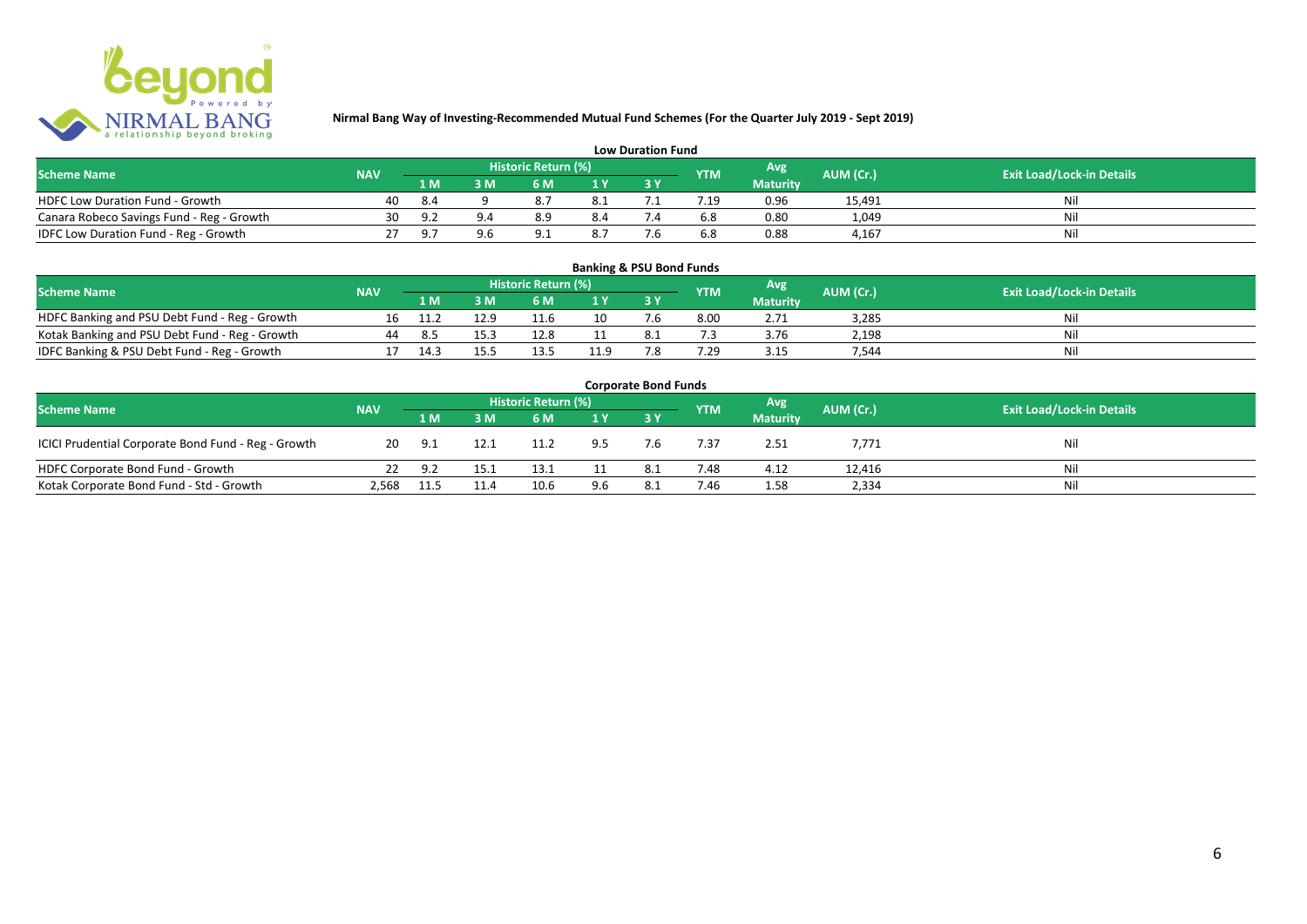**Nirmal Bang Way of Investing-Recommended Mutual Fund Schemes (For the Quarter July 2019 - Sept 2019)**

## Low Duration Fund

| Scheme Name | NAV | Historic Return (%) | | | | | YTM | Avg Maturity | AUM (Cr.) | Exit Load/Lock-in Details |
|---|---|---|---|---|---|---|---|---|---|---|
| | | 1 M | 3 M | 6 M | 1 Y | 3 Y | | | | |
| HDFC Low Duration Fund - Growth | 40 | 8.4 | 9 | 8.7 | 8.1 | 7.1 | 7.19 | 0.96 | 15,491 | Nil |
| Canara Robeco Savings Fund - Reg - Growth | 30 | 9.2 | 9.4 | 8.9 | 8.4 | 7.4 | 6.8 | 0.80 | 1,049 | Nil |
| IDFC Low Duration Fund - Reg - Growth | 27 | 9.7 | 9.6 | 9.1 | 8.7 | 7.6 | 6.8 | 0.88 | 4,167 | Nil |

## Banking & PSU Bond Funds

| Scheme Name | NAV | Historic Return (%) | | | | | YTM | Avg Maturity | AUM (Cr.) | Exit Load/Lock-in Details |
|---|---|---|---|---|---|---|---|---|---|---|
| | | 1 M | 3 M | 6 M | 1 Y | 3 Y | | | | |
| HDFC Banking and PSU Debt Fund - Reg - Growth | 16 | 11.2 | 12.9 | 11.6 | 10 | 7.6 | 8.00 | 2.71 | 3,285 | Nil |
| Kotak Banking and PSU Debt Fund - Reg - Growth | 44 | 8.5 | 15.3 | 12.8 | 11 | 8.1 | 7.3 | 3.76 | 2,198 | Nil |
| IDFC Banking & PSU Debt Fund - Reg - Growth | 17 | 14.3 | 15.5 | 13.5 | 11.9 | 7.8 | 7.29 | 3.15 | 7,544 | Nil |

## Corporate Bond Funds

| Scheme Name | NAV | Historic Return (%) | | | | | YTM | Avg Maturity | AUM (Cr.) | Exit Load/Lock-in Details |
|---|---|---|---|---|---|---|---|---|---|---|
| | | 1 M | 3 M | 6 M | 1 Y | 3 Y | | | | |
| ICICI Prudential Corporate Bond Fund - Reg - Growth | 20 | 9.1 | 12.1 | 11.2 | 9.5 | 7.6 | 7.37 | 2.51 | 7,771 | Nil |
| HDFC Corporate Bond Fund - Growth | 22 | 9.2 | 15.1 | 13.1 | 11 | 8.1 | 7.48 | 4.12 | 12,416 | Nil |
| Kotak Corporate Bond Fund - Std - Growth | 2,568 | 11.5 | 11.4 | 10.6 | 9.6 | 8.1 | 7.46 | 1.58 | 2,334 | Nil |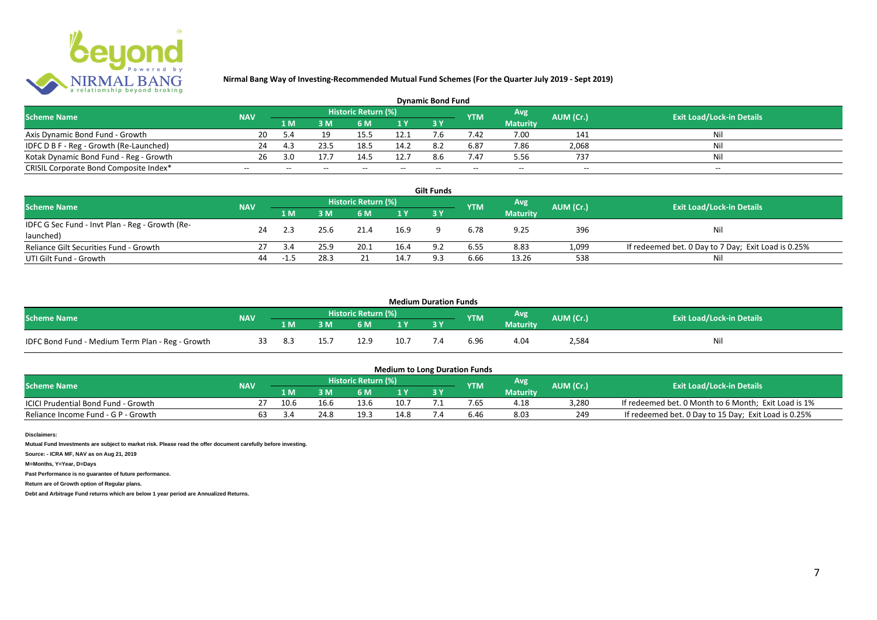## Nirmal Bang Way of Investing-Recommended Mutual Fund Schemes (For the Quarter July 2019 - Sept 2019)

### Dynamic Bond Fund

| Scheme Name | NAV | Historic Return (%) | | | | | YTM | Avg Maturity | AUM (Cr.) | Exit Load/Lock-in Details |
|---|---|---|---|---|---|---|---|---|---|---|
| | | 1 M | 3 M | 6 M | 1 Y | 3 Y | | | | |
| Axis Dynamic Bond Fund - Growth | 20 | 5.4 | 19 | 15.5 | 12.1 | 7.6 | 7.42 | 7.00 | 141 | Nil |
| IDFC D B F - Reg - Growth (Re-Launched) | 24 | 4.3 | 23.5 | 18.5 | 14.2 | 8.2 | 6.87 | 7.86 | 2,068 | Nil |
| Kotak Dynamic Bond Fund - Reg - Growth | 26 | 3.0 | 17.7 | 14.5 | 12.7 | 8.6 | 7.47 | 5.56 | 737 | Nil |
| CRISIL Corporate Bond Composite Index* | -- | -- | -- | -- | -- | -- | -- | -- | -- | -- |

### Gilt Funds

| Scheme Name | NAV | Historic Return (%) | | | | | YTM | Avg Maturity | AUM (Cr.) | Exit Load/Lock-in Details |
|---|---|---|---|---|---|---|---|---|---|---|
| | | 1 M | 3 M | 6 M | 1 Y | 3 Y | | | | |
| IDFC G Sec Fund - Invt Plan - Reg - Growth (Re-launched) | 24 | 2.3 | 25.6 | 21.4 | 16.9 | 9 | 6.78 | 9.25 | 396 | Nil |
| Reliance Gilt Securities Fund - Growth | 27 | 3.4 | 25.9 | 20.1 | 16.4 | 9.2 | 6.55 | 8.83 | 1,099 | If redeemed bet. 0 Day to 7 Day; Exit Load is 0.25% |
| UTI Gilt Fund - Growth | 44 | -1.5 | 28.3 | 21 | 14.7 | 9.3 | 6.66 | 13.26 | 538 | Nil |

### Medium Duration Funds

| Scheme Name | NAV | Historic Return (%) | | | | | YTM | Avg Maturity | AUM (Cr.) | Exit Load/Lock-in Details |
|---|---|---|---|---|---|---|---|---|---|---|
| | | 1 M | 3 M | 6 M | 1 Y | 3 Y | | | | |
| IDFC Bond Fund - Medium Term Plan - Reg - Growth | 33 | 8.3 | 15.7 | 12.9 | 10.7 | 7.4 | 6.96 | 4.04 | 2,584 | Nil |

### Medium to Long Duration Funds

| Scheme Name | NAV | Historic Return (%) | | | | | YTM | Avg Maturity | AUM (Cr.) | Exit Load/Lock-in Details |
|---|---|---|---|---|---|---|---|---|---|---|
| | | 1 M | 3 M | 6 M | 1 Y | 3 Y | | | | |
| ICICI Prudential Bond Fund - Growth | 27 | 10.6 | 16.6 | 13.6 | 10.7 | 7.1 | 7.65 | 4.18 | 3,280 | If redeemed bet. 0 Month to 6 Month; Exit Load is 1% |
| Reliance Income Fund - G P - Growth | 63 | 3.4 | 24.8 | 19.3 | 14.8 | 7.4 | 6.46 | 8.03 | 249 | If redeemed bet. 0 Day to 15 Day; Exit Load is 0.25% |

**Disclaimers:**

**Mutual Fund Investments are subject to market risk. Please read the offer document carefully before investing.**

**Source: - ICRA MF, NAV as on Aug 21, 2019**

**M=Months, Y=Year, D=Days**

**Past Performance is no guarantee of future performance.**

**Return are of Growth option of Regular plans.**

**Debt and Arbitrage Fund returns which are below 1 year period are Annualized Returns.**